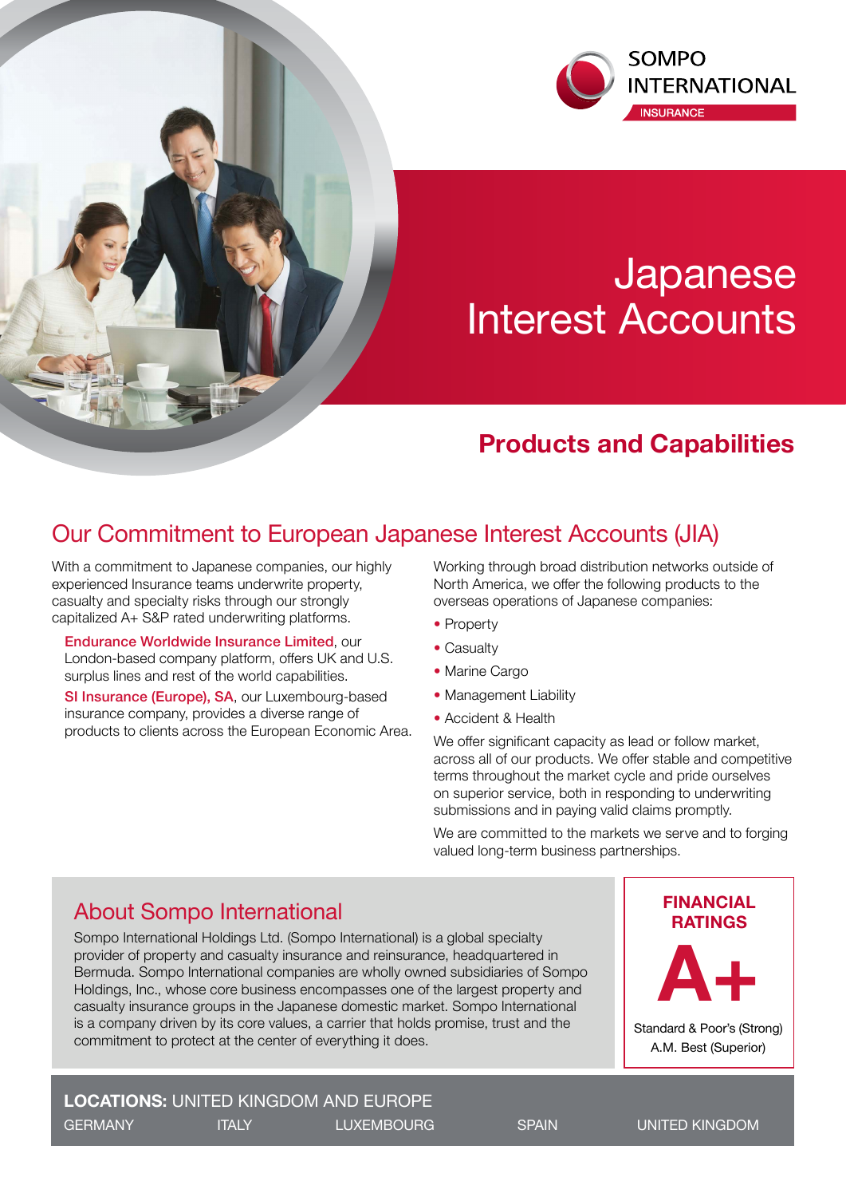SOMPO INTERNATIONAL

INSURANCE

# Japanese Interest Accounts

## Products and Capabilities

## Our Commitment to European Japanese Interest Accounts (JIA)

With a commitment to Japanese companies, our highly experienced Insurance teams underwrite property, casualty and specialty risks through our strongly capitalized A+ S&P rated underwriting platforms.

**Endurance Worldwide Insurance Limited**, our London-based company platform, offers UK and U.S. surplus lines and rest of the world capabilities.

**SI Insurance (Europe), SA**, our Luxembourg-based insurance company, provides a diverse range of products to clients across the European Economic Area.

Working through broad distribution networks outside of North America, we offer the following products to the overseas operations of Japanese companies:

- Property
- Casualty
- Marine Cargo
- Management Liability
- Accident & Health

We offer significant capacity as lead or follow market, across all of our products. We offer stable and competitive terms throughout the market cycle and pride ourselves on superior service, both in responding to underwriting submissions and in paying valid claims promptly.

We are committed to the markets we serve and to forging valued long-term business partnerships.

## About Sompo International

Sompo International Holdings Ltd. (Sompo International) is a global specialty provider of property and casualty insurance and reinsurance, headquartered in Bermuda. Sompo International companies are wholly owned subsidiaries of Sompo Holdings, Inc., whose core business encompasses one of the largest property and casualty insurance groups in the Japanese domestic market. Sompo International is a company driven by its core values, a carrier that holds promise, trust and the commitment to protect at the center of everything it does.

**FINANCIAL RATINGS**

**A+**

Standard & Poor's (Strong)
A.M. Best (Superior)

**LOCATIONS:** UNITED KINGDOM AND EUROPE

GERMANY | ITALY | LUXEMBOURG | SPAIN | UNITED KINGDOM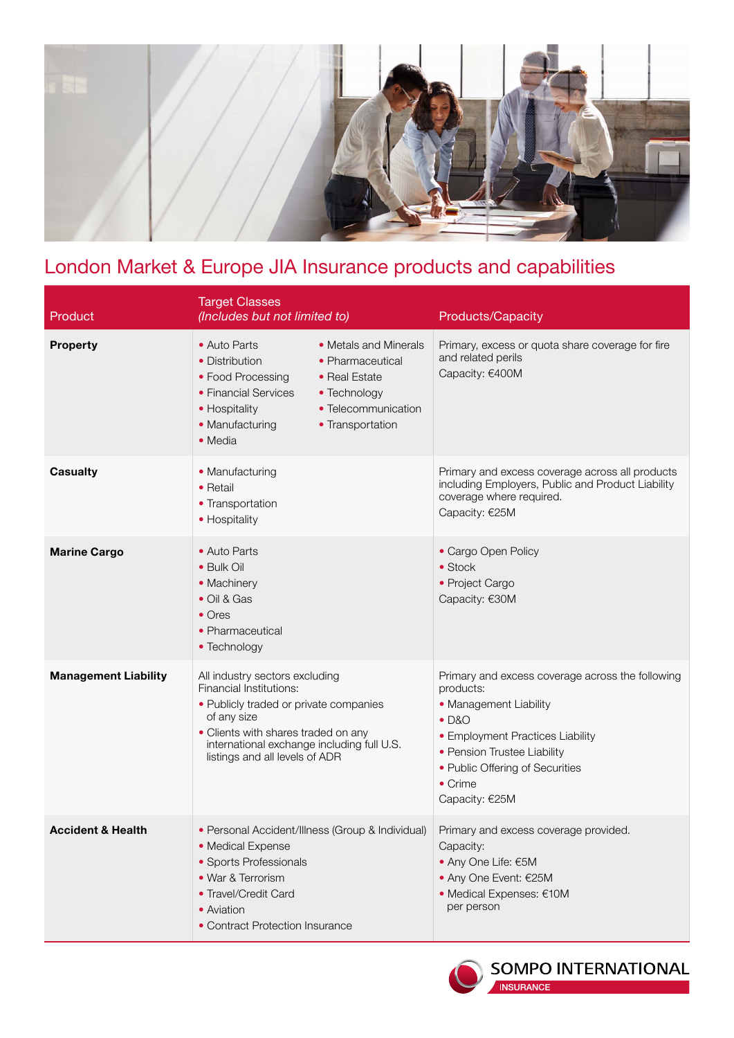## London Market & Europe JIA Insurance products and capabilities

| Product | Target Classes *(Includes but not limited to)* | Products/Capacity |
|---|---|---|
| **Property** | • Auto Parts<br>• Distribution<br>• Food Processing<br>• Financial Services<br>• Hospitality<br>• Manufacturing<br>• Media<br>• Metals and Minerals<br>• Pharmaceutical<br>• Real Estate<br>• Technology<br>• Telecommunication<br>• Transportation | Primary, excess or quota share coverage for fire and related perils<br>Capacity: €400M |
| **Casualty** | • Manufacturing<br>• Retail<br>• Transportation<br>• Hospitality | Primary and excess coverage across all products including Employers, Public and Product Liability coverage where required.<br>Capacity: €25M |
| **Marine Cargo** | • Auto Parts<br>• Bulk Oil<br>• Machinery<br>• Oil & Gas<br>• Ores<br>• Pharmaceutical<br>• Technology | • Cargo Open Policy<br>• Stock<br>• Project Cargo<br>Capacity: €30M |
| **Management Liability** | All industry sectors excluding Financial Institutions:<br>• Publicly traded or private companies of any size<br>• Clients with shares traded on any international exchange including full U.S. listings and all levels of ADR | Primary and excess coverage across the following products:<br>• Management Liability<br>• D&O<br>• Employment Practices Liability<br>• Pension Trustee Liability<br>• Public Offering of Securities<br>• Crime<br>Capacity: €25M |
| **Accident & Health** | • Personal Accident/Illness (Group & Individual)<br>• Medical Expense<br>• Sports Professionals<br>• War & Terrorism<br>• Travel/Credit Card<br>• Aviation<br>• Contract Protection Insurance | Primary and excess coverage provided.<br>Capacity:<br>• Any One Life: €5M<br>• Any One Event: €25M<br>• Medical Expenses: €10M per person |

SOMPO INTERNATIONAL
INSURANCE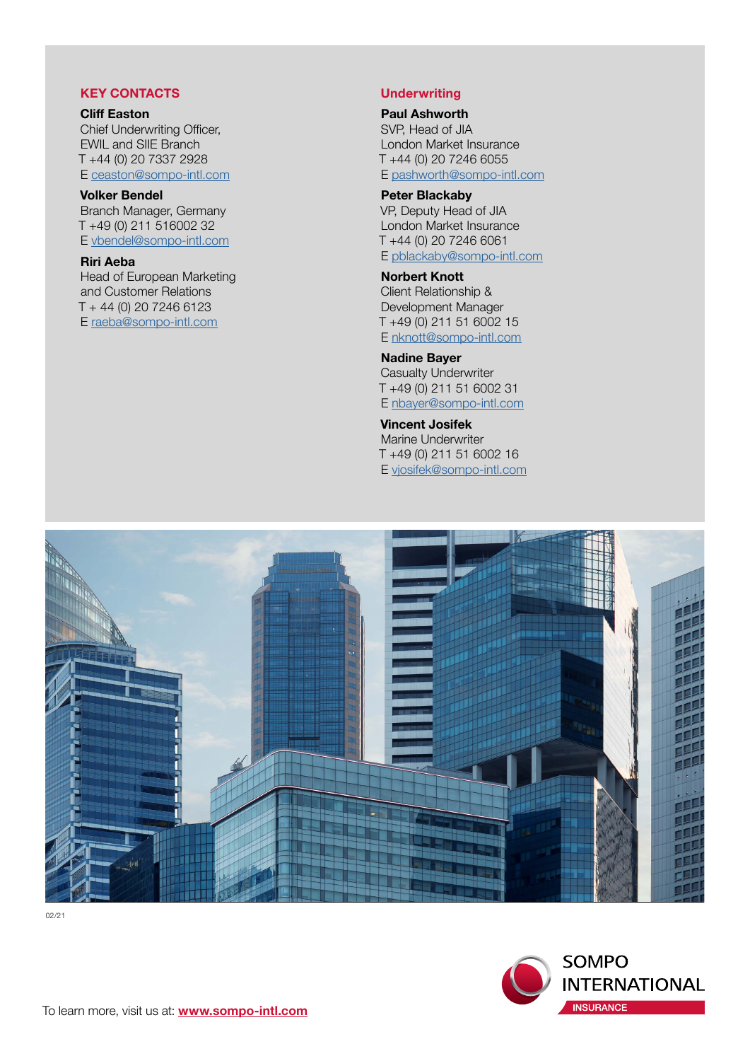## KEY CONTACTS

**Cliff Easton**
Chief Underwriting Officer, EWIL and SIIE Branch
T +44 (0) 20 7337 2928
E ceaston@sompo-intl.com

**Volker Bendel**
Branch Manager, Germany
T +49 (0) 211 516002 32
E vbendel@sompo-intl.com

**Riri Aeba**
Head of European Marketing and Customer Relations
T + 44 (0) 20 7246 6123
E raeba@sompo-intl.com

## Underwriting

**Paul Ashworth**
SVP, Head of JIA
London Market Insurance
T +44 (0) 20 7246 6055
E pashworth@sompo-intl.com

**Peter Blackaby**
VP, Deputy Head of JIA
London Market Insurance
T +44 (0) 20 7246 6061
E pblackaby@sompo-intl.com

**Norbert Knott**
Client Relationship & Development Manager
T +49 (0) 211 51 6002 15
E nknott@sompo-intl.com

**Nadine Bayer**
Casualty Underwriter
T +49 (0) 211 51 6002 31
E nbayer@sompo-intl.com

**Vincent Josifek**
Marine Underwriter
T +49 (0) 211 51 6002 16
E vjosifek@sompo-intl.com

02/21

To learn more, visit us at: **www.sompo-intl.com**

SOMPO INTERNATIONAL INSURANCE